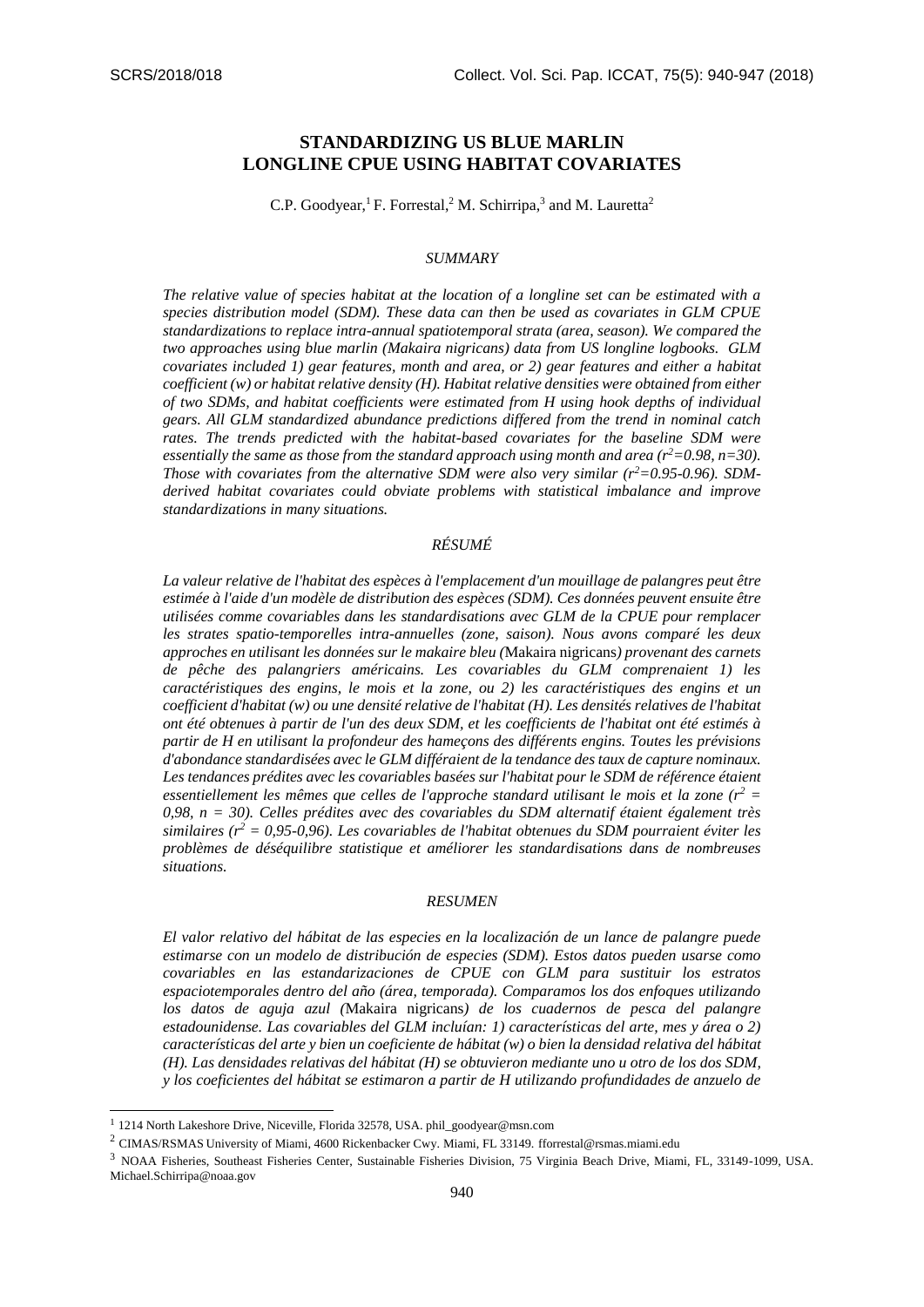# STANDARDIZING US BLUE MARLIN LONGLINE CPUE USING HABITAT COVARIATES

C.P. Goodyear,[1] F. Forrestal,[2] M. Schirripa,[3] and M. Lauretta[2]

### SUMMARY

*The relative value of species habitat at the location of a longline set can be estimated with a species distribution model (SDM). These data can then be used as covariates in GLM CPUE standardizations to replace intra-annual spatiotemporal strata (area, season). We compared the two approaches using blue marlin (Makaira nigricans) data from US longline logbooks. GLM covariates included 1) gear features, month and area, or 2) gear features and either a habitat coefficient (w) or habitat relative density (H). Habitat relative densities were obtained from either of two SDMs, and habitat coefficients were estimated from H using hook depths of individual gears. All GLM standardized abundance predictions differed from the trend in nominal catch rates. The trends predicted with the habitat-based covariates for the baseline SDM were essentially the same as those from the standard approach using month and area ($r^2$=0.98, n=30). Those with covariates from the alternative SDM were also very similar ($r^2$=0.95-0.96). SDM-derived habitat covariates could obviate problems with statistical imbalance and improve standardizations in many situations.*

### RÉSUMÉ

*La valeur relative de l'habitat des espèces à l'emplacement d'un mouillage de palangres peut être estimée à l'aide d'un modèle de distribution des espèces (SDM). Ces données peuvent ensuite être utilisées comme covariables dans les standardisations avec GLM de la CPUE pour remplacer les strates spatio-temporelles intra-annuelles (zone, saison). Nous avons comparé les deux approches en utilisant les données sur le makaire bleu (*Makaira nigricans*) provenant des carnets de pêche des palangriers américains. Les covariables du GLM comprenaient 1) les caractéristiques des engins, le mois et la zone, ou 2) les caractéristiques des engins et un coefficient d'habitat (w) ou une densité relative de l'habitat (H). Les densités relatives de l'habitat ont été obtenues à partir de l'un des deux SDM, et les coefficients de l'habitat ont été estimés à partir de H en utilisant la profondeur des hameçons des différents engins. Toutes les prévisions d'abondance standardisées avec le GLM différaient de la tendance des taux de capture nominaux. Les tendances prédites avec les covariables basées sur l'habitat pour le SDM de référence étaient essentiellement les mêmes que celles de l'approche standard utilisant le mois et la zone ($r^2$ = 0,98, n = 30). Celles prédites avec des covariables du SDM alternatif étaient également très similaires ($r^2$ = 0,95-0,96). Les covariables de l'habitat obtenues du SDM pourraient éviter les problèmes de déséquilibre statistique et améliorer les standardisations dans de nombreuses situations.*

### RESUMEN

*El valor relativo del hábitat de las especies en la localización de un lance de palangre puede estimarse con un modelo de distribución de especies (SDM). Estos datos pueden usarse como covariables en las estandarizaciones de CPUE con GLM para sustituir los estratos espaciotemporales dentro del año (área, temporada). Comparamos los dos enfoques utilizando los datos de aguja azul (*Makaira nigricans*) de los cuadernos de pesca del palangre estadounidense. Las covariables del GLM incluían: 1) características del arte, mes y área o 2) características del arte y bien un coeficiente de hábitat (w) o bien la densidad relativa del hábitat (H). Las densidades relativas del hábitat (H) se obtuvieron mediante uno u otro de los dos SDM, y los coeficientes del hábitat se estimaron a partir de H utilizando profundidades de anzuelo de*

---

[1] 1214 North Lakeshore Drive, Niceville, Florida 32578, USA. phil_goodyear@msn.com

[2] CIMAS/RSMAS University of Miami, 4600 Rickenbacker Cwy. Miami, FL 33149. fforrestal@rsmas.miami.edu

[3] NOAA Fisheries, Southeast Fisheries Center, Sustainable Fisheries Division, 75 Virginia Beach Drive, Miami, FL, 33149-1099, USA. Michael.Schirripa@noaa.gov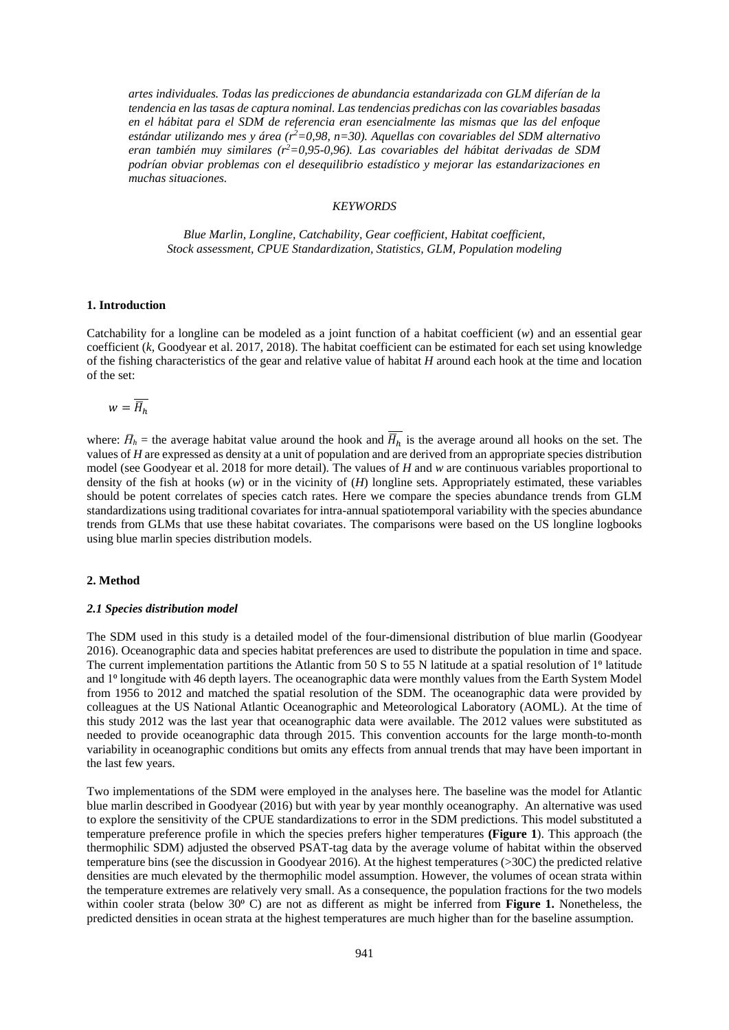*artes individuales. Todas las predicciones de abundancia estandarizada con GLM diferían de la tendencia en las tasas de captura nominal. Las tendencias predichas con las covariables basadas en el hábitat para el SDM de referencia eran esencialmente las mismas que las del enfoque estándar utilizando mes y área ($r^2$=0,98, n=30). Aquellas con covariables del SDM alternativo eran también muy similares ($r^2$=0,95-0,96). Las covariables del hábitat derivadas de SDM podrían obviar problemas con el desequilibrio estadístico y mejorar las estandarizaciones en muchas situaciones.*

*KEYWORDS*

*Blue Marlin, Longline, Catchability, Gear coefficient, Habitat coefficient, Stock assessment, CPUE Standardization, Statistics, GLM, Population modeling*

## 1. Introduction

Catchability for a longline can be modeled as a joint function of a habitat coefficient (*w*) and an essential gear coefficient (*k*, Goodyear et al. 2017, 2018). The habitat coefficient can be estimated for each set using knowledge of the fishing characteristics of the gear and relative value of habitat *H* around each hook at the time and location of the set:

$$w = \overline{\overline{H}_h}$$

where: $\overline{H}_h$ = the average habitat value around the hook and $\overline{\overline{H}_h}$ is the average around all hooks on the set. The values of *H* are expressed as density at a unit of population and are derived from an appropriate species distribution model (see Goodyear et al. 2018 for more detail). The values of *H* and *w* are continuous variables proportional to density of the fish at hooks (*w*) or in the vicinity of (*H*) longline sets. Appropriately estimated, these variables should be potent correlates of species catch rates. Here we compare the species abundance trends from GLM standardizations using traditional covariates for intra-annual spatiotemporal variability with the species abundance trends from GLMs that use these habitat covariates. The comparisons were based on the US longline logbooks using blue marlin species distribution models.

## 2. Method

### *2.1 Species distribution model*

The SDM used in this study is a detailed model of the four-dimensional distribution of blue marlin (Goodyear 2016). Oceanographic data and species habitat preferences are used to distribute the population in time and space. The current implementation partitions the Atlantic from 50 S to 55 N latitude at a spatial resolution of 1º latitude and 1º longitude with 46 depth layers. The oceanographic data were monthly values from the Earth System Model from 1956 to 2012 and matched the spatial resolution of the SDM. The oceanographic data were provided by colleagues at the US National Atlantic Oceanographic and Meteorological Laboratory (AOML). At the time of this study 2012 was the last year that oceanographic data were available. The 2012 values were substituted as needed to provide oceanographic data through 2015. This convention accounts for the large month-to-month variability in oceanographic conditions but omits any effects from annual trends that may have been important in the last few years.

Two implementations of the SDM were employed in the analyses here. The baseline was the model for Atlantic blue marlin described in Goodyear (2016) but with year by year monthly oceanography. An alternative was used to explore the sensitivity of the CPUE standardizations to error in the SDM predictions. This model substituted a temperature preference profile in which the species prefers higher temperatures **(Figure 1**). This approach (the thermophilic SDM) adjusted the observed PSAT-tag data by the average volume of habitat within the observed temperature bins (see the discussion in Goodyear 2016). At the highest temperatures (>30C) the predicted relative densities are much elevated by the thermophilic model assumption. However, the volumes of ocean strata within the temperature extremes are relatively very small. As a consequence, the population fractions for the two models within cooler strata (below 30º C) are not as different as might be inferred from **Figure 1.** Nonetheless, the predicted densities in ocean strata at the highest temperatures are much higher than for the baseline assumption.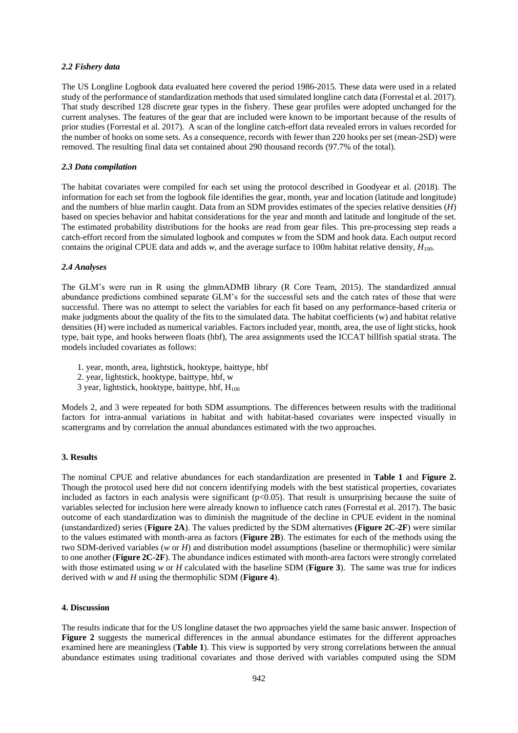### *2.2 Fishery data*

The US Longline Logbook data evaluated here covered the period 1986-2015. These data were used in a related study of the performance of standardization methods that used simulated longline catch data (Forrestal et al. 2017). That study described 128 discrete gear types in the fishery. These gear profiles were adopted unchanged for the current analyses. The features of the gear that are included were known to be important because of the results of prior studies (Forrestal et al. 2017). A scan of the longline catch-effort data revealed errors in values recorded for the number of hooks on some sets. As a consequence, records with fewer than 220 hooks per set (mean-2SD) were removed. The resulting final data set contained about 290 thousand records (97.7% of the total).

### *2.3 Data compilation*

The habitat covariates were compiled for each set using the protocol described in Goodyear et al. (2018). The information for each set from the logbook file identifies the gear, month, year and location (latitude and longitude) and the numbers of blue marlin caught. Data from an SDM provides estimates of the species relative densities (*H*) based on species behavior and habitat considerations for the year and month and latitude and longitude of the set. The estimated probability distributions for the hooks are read from gear files. This pre-processing step reads a catch-effort record from the simulated logbook and computes *w* from the SDM and hook data. Each output record contains the original CPUE data and adds *w*, and the average surface to 100m habitat relative density, $H_{100}$.

### *2.4 Analyses*

The GLM's were run in R using the glmmADMB library (R Core Team, 2015). The standardized annual abundance predictions combined separate GLM's for the successful sets and the catch rates of those that were successful. There was no attempt to select the variables for each fit based on any performance-based criteria or make judgments about the quality of the fits to the simulated data. The habitat coefficients (w) and habitat relative densities (H) were included as numerical variables. Factors included year, month, area, the use of light sticks, hook type, bait type, and hooks between floats (hbf), The area assignments used the ICCAT billfish spatial strata. The models included covariates as follows:

1. year, month, area, lightstick, hooktype, baittype, hbf
2. year, lightstick, hooktype, baittype, hbf, w
3. year, lightstick, hooktype, baittype, hbf, $H_{100}$

Models 2, and 3 were repeated for both SDM assumptions. The differences between results with the traditional factors for intra-annual variations in habitat and with habitat-based covariates were inspected visually in scattergrams and by correlation the annual abundances estimated with the two approaches.

## 3. Results

The nominal CPUE and relative abundances for each standardization are presented in **Table 1** and **Figure 2.** Though the protocol used here did not concern identifying models with the best statistical properties, covariates included as factors in each analysis were significant ($p<0.05$). That result is unsurprising because the suite of variables selected for inclusion here were already known to influence catch rates (Forrestal et al. 2017). The basic outcome of each standardization was to diminish the magnitude of the decline in CPUE evident in the nominal (unstandardized) series (**Figure 2A**). The values predicted by the SDM alternatives **(Figure 2C-2F**) were similar to the values estimated with month-area as factors (**Figure 2B**). The estimates for each of the methods using the two SDM-derived variables (*w* or *H*) and distribution model assumptions (baseline or thermophilic) were similar to one another (**Figure 2C-2F**). The abundance indices estimated with month-area factors were strongly correlated with those estimated using *w* or *H* calculated with the baseline SDM (**Figure 3**). The same was true for indices derived with *w* and *H* using the thermophilic SDM (**Figure 4**).

## 4. Discussion

The results indicate that for the US longline dataset the two approaches yield the same basic answer. Inspection of **Figure 2** suggests the numerical differences in the annual abundance estimates for the different approaches examined here are meaningless (**Table 1**). This view is supported by very strong correlations between the annual abundance estimates using traditional covariates and those derived with variables computed using the SDM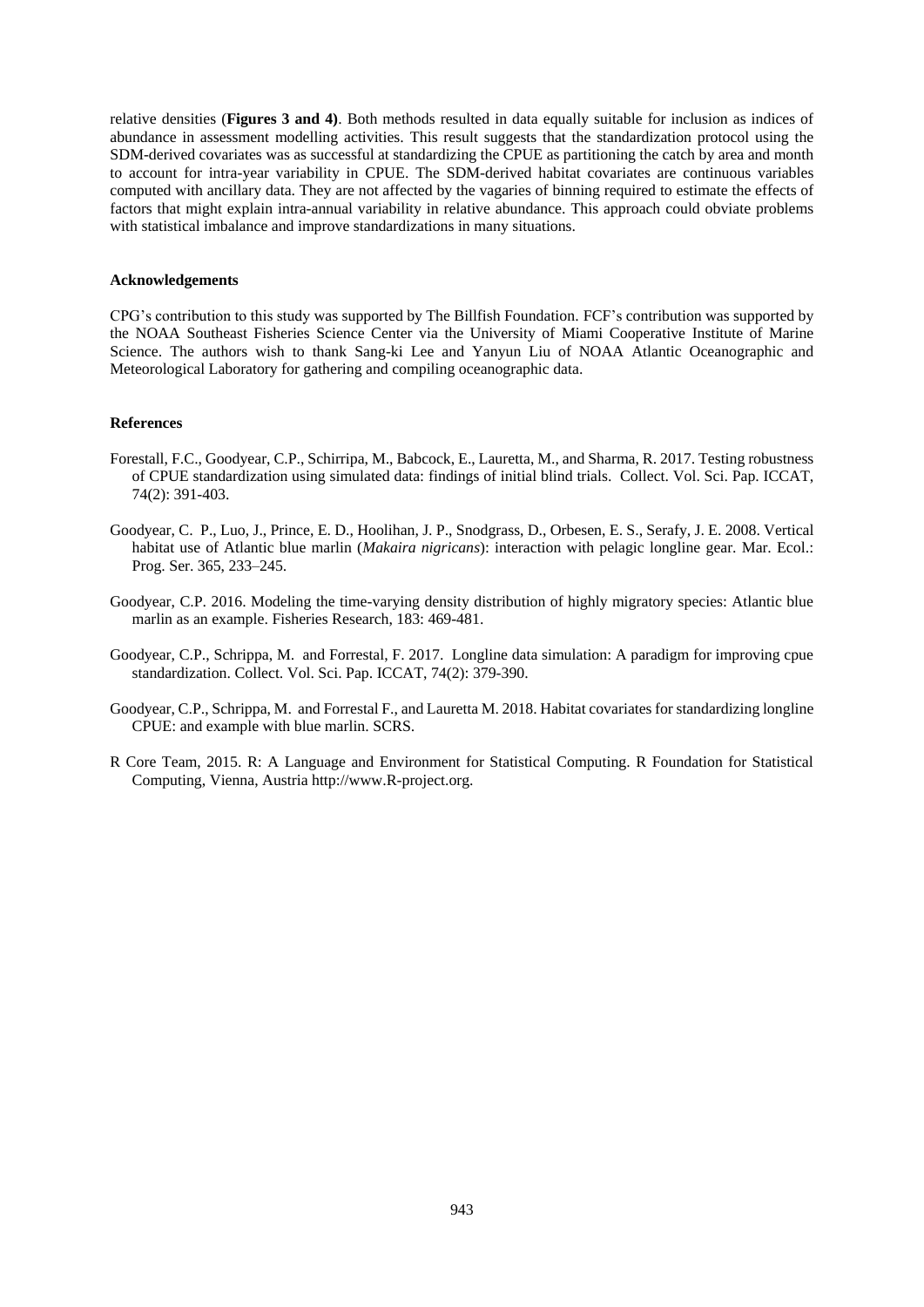relative densities (**Figures 3 and 4**). Both methods resulted in data equally suitable for inclusion as indices of abundance in assessment modelling activities. This result suggests that the standardization protocol using the SDM-derived covariates was as successful at standardizing the CPUE as partitioning the catch by area and month to account for intra-year variability in CPUE. The SDM-derived habitat covariates are continuous variables computed with ancillary data. They are not affected by the vagaries of binning required to estimate the effects of factors that might explain intra-annual variability in relative abundance. This approach could obviate problems with statistical imbalance and improve standardizations in many situations.

**Acknowledgements**

CPG's contribution to this study was supported by The Billfish Foundation. FCF's contribution was supported by the NOAA Southeast Fisheries Science Center via the University of Miami Cooperative Institute of Marine Science. The authors wish to thank Sang-ki Lee and Yanyun Liu of NOAA Atlantic Oceanographic and Meteorological Laboratory for gathering and compiling oceanographic data.

**References**

Forestall, F.C., Goodyear, C.P., Schirripa, M., Babcock, E., Lauretta, M., and Sharma, R. 2017. Testing robustness of CPUE standardization using simulated data: findings of initial blind trials. Collect. Vol. Sci. Pap. ICCAT, 74(2): 391-403.

Goodyear, C. P., Luo, J., Prince, E. D., Hoolihan, J. P., Snodgrass, D., Orbesen, E. S., Serafy, J. E. 2008. Vertical habitat use of Atlantic blue marlin (*Makaira nigricans*): interaction with pelagic longline gear. Mar. Ecol.: Prog. Ser. 365, 233–245.

Goodyear, C.P. 2016. Modeling the time-varying density distribution of highly migratory species: Atlantic blue marlin as an example. Fisheries Research, 183: 469-481.

Goodyear, C.P., Schrippa, M. and Forrestal, F. 2017. Longline data simulation: A paradigm for improving cpue standardization. Collect. Vol. Sci. Pap. ICCAT, 74(2): 379-390.

Goodyear, C.P., Schrippa, M. and Forrestal F., and Lauretta M. 2018. Habitat covariates for standardizing longline CPUE: and example with blue marlin. SCRS.

R Core Team, 2015. R: A Language and Environment for Statistical Computing. R Foundation for Statistical Computing, Vienna, Austria http://www.R-project.org.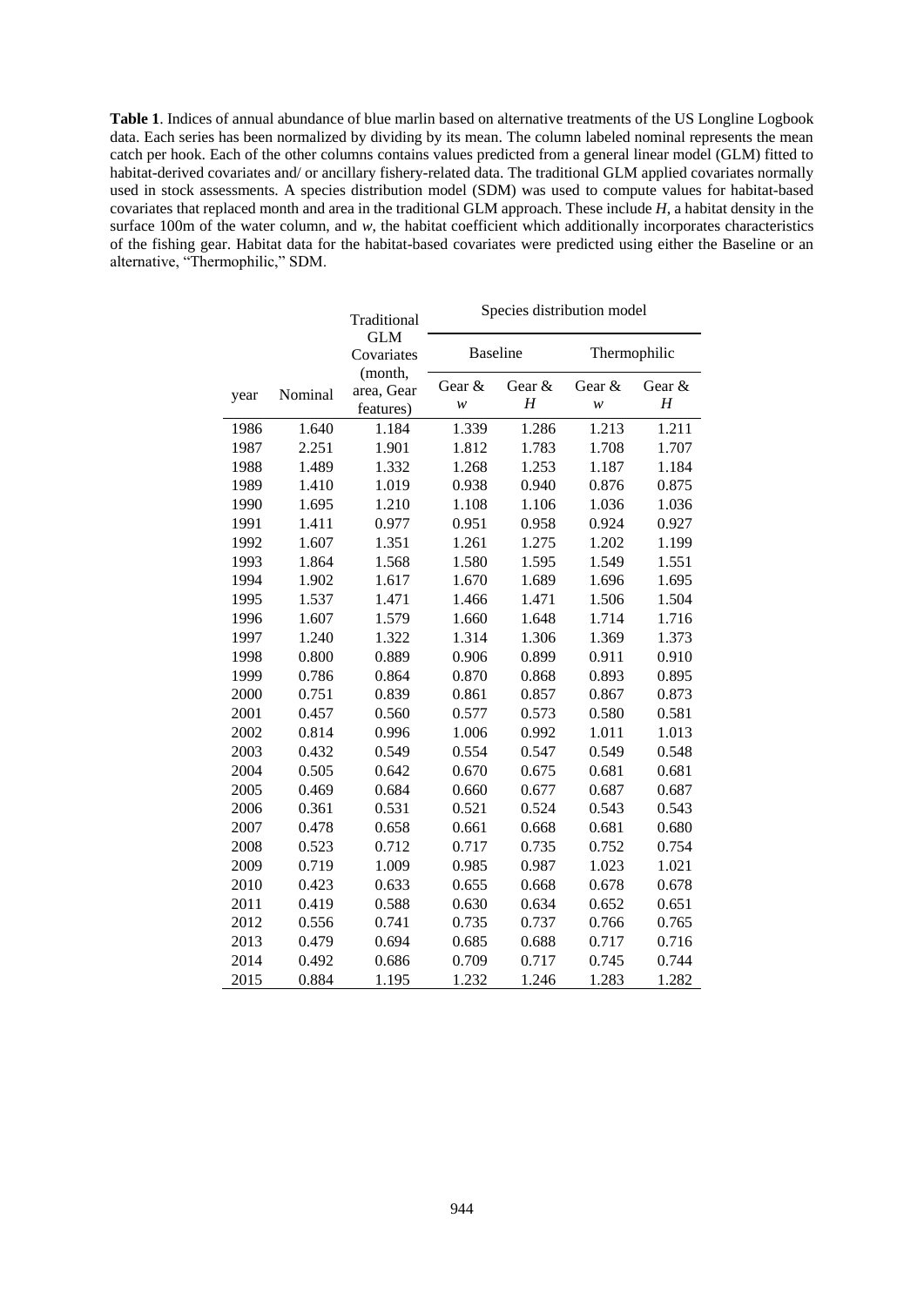**Table 1**. Indices of annual abundance of blue marlin based on alternative treatments of the US Longline Logbook data. Each series has been normalized by dividing by its mean. The column labeled nominal represents the mean catch per hook. Each of the other columns contains values predicted from a general linear model (GLM) fitted to habitat-derived covariates and/ or ancillary fishery-related data. The traditional GLM applied covariates normally used in stock assessments. A species distribution model (SDM) was used to compute values for habitat-based covariates that replaced month and area in the traditional GLM approach. These include *H*, a habitat density in the surface 100m of the water column, and *w*, the habitat coefficient which additionally incorporates characteristics of the fishing gear. Habitat data for the habitat-based covariates were predicted using either the Baseline or an alternative, "Thermophilic," SDM.

| | | Traditional GLM Covariates | Species distribution model | | | |
|---|---|---|---|---|---|---|
| | | | Baseline | | Thermophilic | |
| year | Nominal | (month, area, Gear features) | Gear & *w* | Gear & *H* | Gear & *w* | Gear & *H* |
| 1986 | 1.640 | 1.184 | 1.339 | 1.286 | 1.213 | 1.211 |
| 1987 | 2.251 | 1.901 | 1.812 | 1.783 | 1.708 | 1.707 |
| 1988 | 1.489 | 1.332 | 1.268 | 1.253 | 1.187 | 1.184 |
| 1989 | 1.410 | 1.019 | 0.938 | 0.940 | 0.876 | 0.875 |
| 1990 | 1.695 | 1.210 | 1.108 | 1.106 | 1.036 | 1.036 |
| 1991 | 1.411 | 0.977 | 0.951 | 0.958 | 0.924 | 0.927 |
| 1992 | 1.607 | 1.351 | 1.261 | 1.275 | 1.202 | 1.199 |
| 1993 | 1.864 | 1.568 | 1.580 | 1.595 | 1.549 | 1.551 |
| 1994 | 1.902 | 1.617 | 1.670 | 1.689 | 1.696 | 1.695 |
| 1995 | 1.537 | 1.471 | 1.466 | 1.471 | 1.506 | 1.504 |
| 1996 | 1.607 | 1.579 | 1.660 | 1.648 | 1.714 | 1.716 |
| 1997 | 1.240 | 1.322 | 1.314 | 1.306 | 1.369 | 1.373 |
| 1998 | 0.800 | 0.889 | 0.906 | 0.899 | 0.911 | 0.910 |
| 1999 | 0.786 | 0.864 | 0.870 | 0.868 | 0.893 | 0.895 |
| 2000 | 0.751 | 0.839 | 0.861 | 0.857 | 0.867 | 0.873 |
| 2001 | 0.457 | 0.560 | 0.577 | 0.573 | 0.580 | 0.581 |
| 2002 | 0.814 | 0.996 | 1.006 | 0.992 | 1.011 | 1.013 |
| 2003 | 0.432 | 0.549 | 0.554 | 0.547 | 0.549 | 0.548 |
| 2004 | 0.505 | 0.642 | 0.670 | 0.675 | 0.681 | 0.681 |
| 2005 | 0.469 | 0.684 | 0.660 | 0.677 | 0.687 | 0.687 |
| 2006 | 0.361 | 0.531 | 0.521 | 0.524 | 0.543 | 0.543 |
| 2007 | 0.478 | 0.658 | 0.661 | 0.668 | 0.681 | 0.680 |
| 2008 | 0.523 | 0.712 | 0.717 | 0.735 | 0.752 | 0.754 |
| 2009 | 0.719 | 1.009 | 0.985 | 0.987 | 1.023 | 1.021 |
| 2010 | 0.423 | 0.633 | 0.655 | 0.668 | 0.678 | 0.678 |
| 2011 | 0.419 | 0.588 | 0.630 | 0.634 | 0.652 | 0.651 |
| 2012 | 0.556 | 0.741 | 0.735 | 0.737 | 0.766 | 0.765 |
| 2013 | 0.479 | 0.694 | 0.685 | 0.688 | 0.717 | 0.716 |
| 2014 | 0.492 | 0.686 | 0.709 | 0.717 | 0.745 | 0.744 |
| 2015 | 0.884 | 1.195 | 1.232 | 1.246 | 1.283 | 1.282 |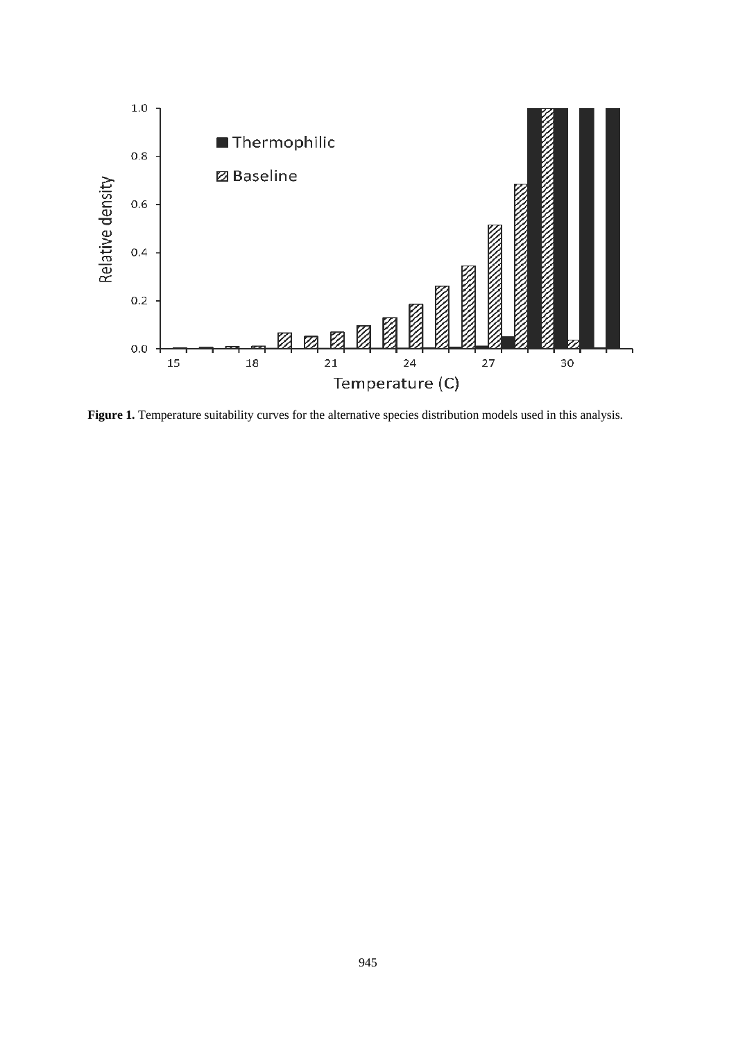**Figure 1.** Temperature suitability curves for the alternative species distribution models used in this analysis.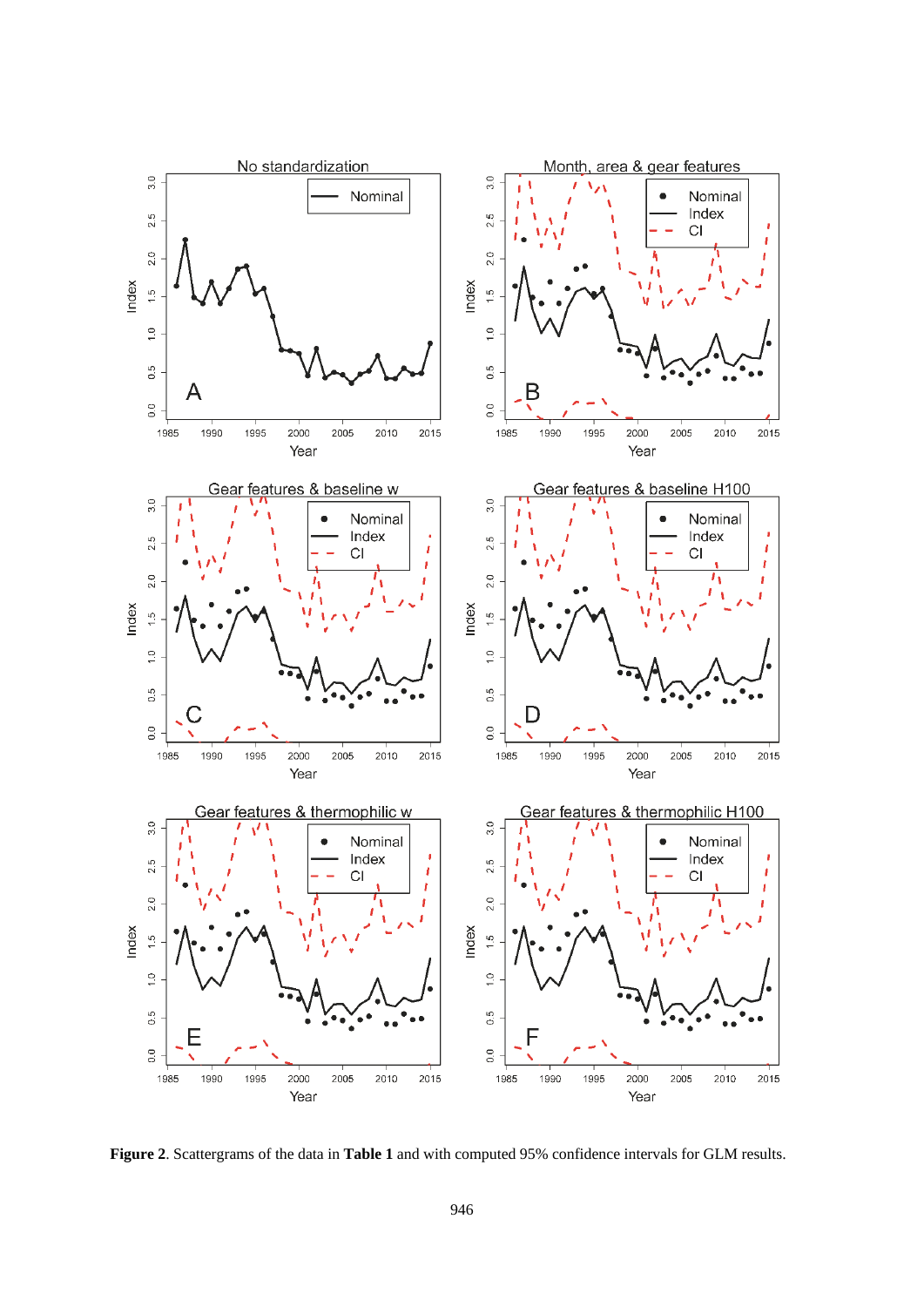**Figure 2**. Scattergrams of the data in **Table 1** and with computed 95% confidence intervals for GLM results.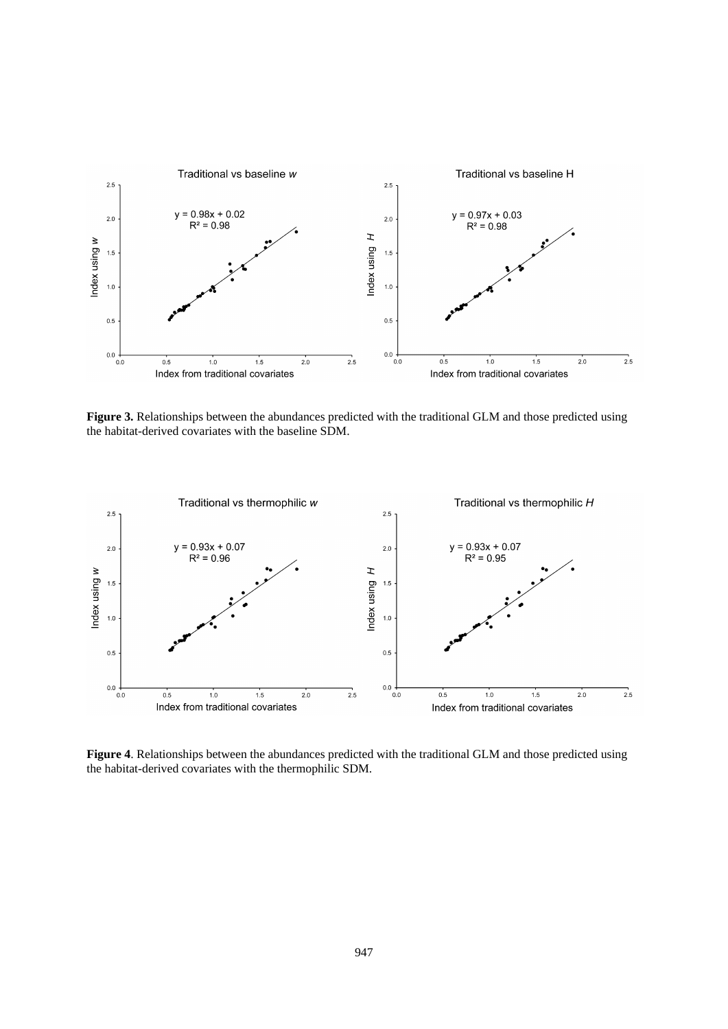Traditional vs baseline *w*

y = 0.98x + 0.02
R² = 0.98

Index using *w*

Index from traditional covariates

Traditional vs baseline H

y = 0.97x + 0.03
R² = 0.98

Index using *H*

Index from traditional covariates

**Figure 3.** Relationships between the abundances predicted with the traditional GLM and those predicted using the habitat-derived covariates with the baseline SDM.

Traditional vs thermophilic *w*

y = 0.93x + 0.07
R² = 0.96

Index using *w*

Index from traditional covariates

Traditional vs thermophilic *H*

y = 0.93x + 0.07
R² = 0.95

Index using *H*

Index from traditional covariates

**Figure 4**. Relationships between the abundances predicted with the traditional GLM and those predicted using the habitat-derived covariates with the thermophilic SDM.